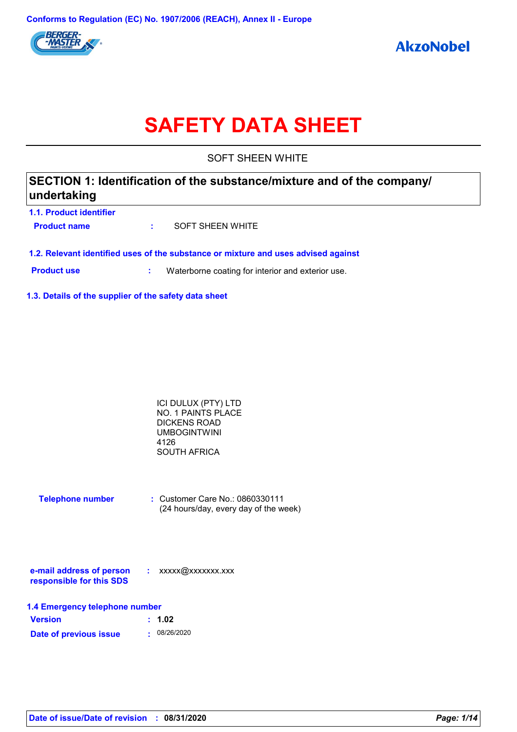Conforms to Regulation (EC) No. 1907/2006 (REACH), Annex II - Europe

BERGER-MASTER

AkzoNobel

# SAFETY DATA SHEET

SOFT SHEEN WHITE

## SECTION 1: Identification of the substance/mixture and of the company/ undertaking

### 1.1. Product identifier

**Product name** : SOFT SHEEN WHITE

### 1.2. Relevant identified uses of the substance or mixture and uses advised against

**Product use** : Waterborne coating for interior and exterior use.

### 1.3. Details of the supplier of the safety data sheet

ICI DULUX (PTY) LTD
NO. 1 PAINTS PLACE
DICKENS ROAD
UMBOGINTWINI
4126
SOUTH AFRICA

**Telephone number** : Customer Care No.: 0860330111
(24 hours/day, every day of the week)

**e-mail address of person responsible for this SDS** : xxxxx@xxxxxxx.xxx

### 1.4 Emergency telephone number

**Version** : **1.02**

**Date of previous issue** : 08/26/2020

**Date of issue/Date of revision** : **08/31/2020**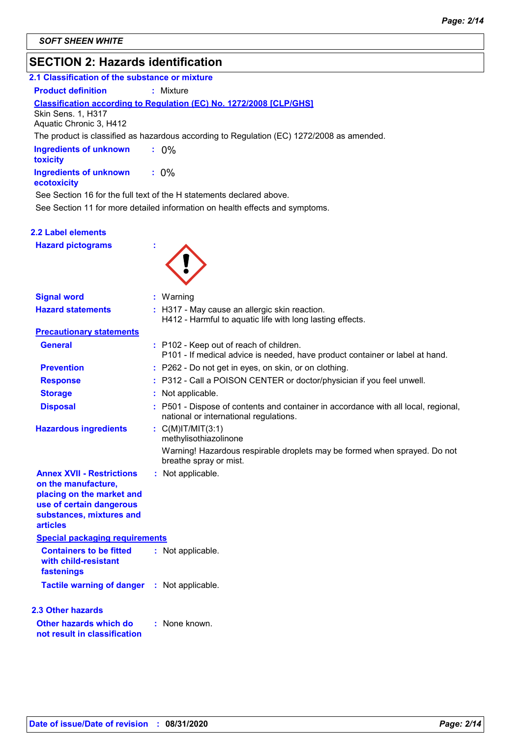SOFT SHEEN WHITE

## SECTION 2: Hazards identification

### 2.1 Classification of the substance or mixture

**Product definition** : Mixture

**Classification according to Regulation (EC) No. 1272/2008 [CLP/GHS]**

Skin Sens. 1, H317
Aquatic Chronic 3, H412

The product is classified as hazardous according to Regulation (EC) 1272/2008 as amended.

**Ingredients of unknown toxicity** : 0%

**Ingredients of unknown ecotoxicity** : 0%

See Section 16 for the full text of the H statements declared above.

See Section 11 for more detailed information on health effects and symptoms.

### 2.2 Label elements

**Hazard pictograms** :

**Signal word** : Warning

**Hazard statements** : H317 - May cause an allergic skin reaction.
H412 - Harmful to aquatic life with long lasting effects.

**Precautionary statements**

**General** : P102 - Keep out of reach of children.
P101 - If medical advice is needed, have product container or label at hand.

**Prevention** : P262 - Do not get in eyes, on skin, or on clothing.

**Response** : P312 - Call a POISON CENTER or doctor/physician if you feel unwell.

**Storage** : Not applicable.

**Disposal** : P501 - Dispose of contents and container in accordance with all local, regional, national or international regulations.

**Hazardous ingredients** : C(M)IT/MIT(3:1)
methylisothiazolinone

Warning! Hazardous respirable droplets may be formed when sprayed. Do not breathe spray or mist.

**Annex XVII - Restrictions on the manufacture, placing on the market and use of certain dangerous substances, mixtures and articles** : Not applicable.

**Special packaging requirements**

**Containers to be fitted with child-resistant fastenings** : Not applicable.

**Tactile warning of danger** : Not applicable.

### 2.3 Other hazards

**Other hazards which do not result in classification** : None known.

**Date of issue/Date of revision** : 08/31/2020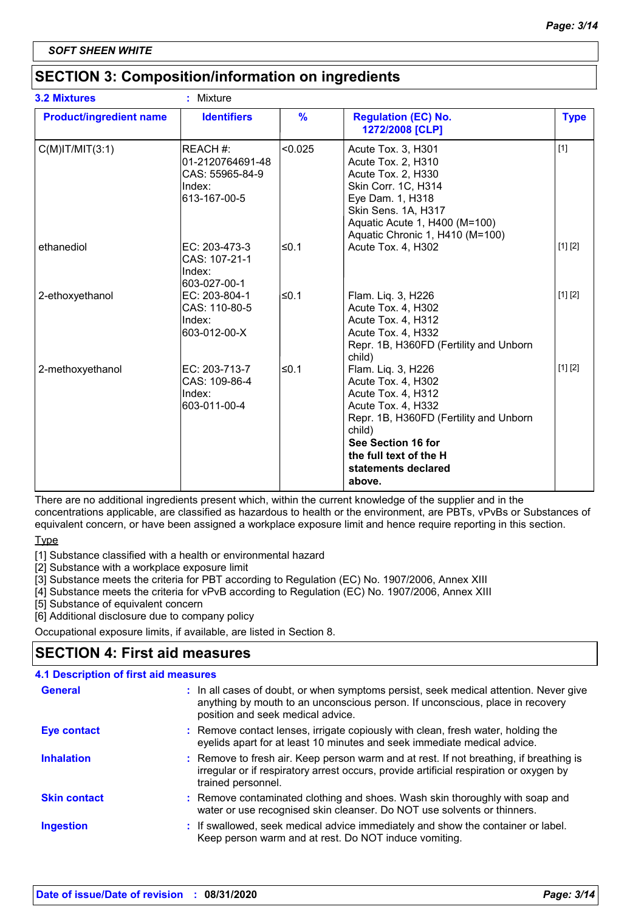SOFT SHEEN WHITE

## SECTION 3: Composition/information on ingredients

**3.2 Mixtures** : Mixture

| Product/ingredient name | Identifiers | % | Regulation (EC) No. 1272/2008 [CLP] | Type |
|---|---|---|---|---|
| C(M)IT/MIT(3:1) | REACH #: 01-2120764691-48<br>CAS: 55965-84-9<br>Index: 613-167-00-5 | <0.025 | Acute Tox. 3, H301<br>Acute Tox. 2, H310<br>Acute Tox. 2, H330<br>Skin Corr. 1C, H314<br>Eye Dam. 1, H318<br>Skin Sens. 1A, H317<br>Aquatic Acute 1, H400 (M=100)<br>Aquatic Chronic 1, H410 (M=100) | [1] |
| ethanediol | EC: 203-473-3<br>CAS: 107-21-1<br>Index: 603-027-00-1 | ≤0.1 | Acute Tox. 4, H302 | [1] [2] |
| 2-ethoxyethanol | EC: 203-804-1<br>CAS: 110-80-5<br>Index: 603-012-00-X | ≤0.1 | Flam. Liq. 3, H226<br>Acute Tox. 4, H302<br>Acute Tox. 4, H312<br>Acute Tox. 4, H332<br>Repr. 1B, H360FD (Fertility and Unborn child) | [1] [2] |
| 2-methoxyethanol | EC: 203-713-7<br>CAS: 109-86-4<br>Index: 603-011-00-4 | ≤0.1 | Flam. Liq. 3, H226<br>Acute Tox. 4, H302<br>Acute Tox. 4, H312<br>Acute Tox. 4, H332<br>Repr. 1B, H360FD (Fertility and Unborn child)<br>**See Section 16 for the full text of the H statements declared above.** | [1] [2] |

There are no additional ingredients present which, within the current knowledge of the supplier and in the concentrations applicable, are classified as hazardous to health or the environment, are PBTs, vPvBs or Substances of equivalent concern, or have been assigned a workplace exposure limit and hence require reporting in this section.

Type

[1] Substance classified with a health or environmental hazard
[2] Substance with a workplace exposure limit
[3] Substance meets the criteria for PBT according to Regulation (EC) No. 1907/2006, Annex XIII
[4] Substance meets the criteria for vPvB according to Regulation (EC) No. 1907/2006, Annex XIII
[5] Substance of equivalent concern
[6] Additional disclosure due to company policy

Occupational exposure limits, if available, are listed in Section 8.

## SECTION 4: First aid measures

### 4.1 Description of first aid measures

**General** : In all cases of doubt, or when symptoms persist, seek medical attention. Never give anything by mouth to an unconscious person. If unconscious, place in recovery position and seek medical advice.

**Eye contact** : Remove contact lenses, irrigate copiously with clean, fresh water, holding the eyelids apart for at least 10 minutes and seek immediate medical advice.

**Inhalation** : Remove to fresh air. Keep person warm and at rest. If not breathing, if breathing is irregular or if respiratory arrest occurs, provide artificial respiration or oxygen by trained personnel.

**Skin contact** : Remove contaminated clothing and shoes. Wash skin thoroughly with soap and water or use recognised skin cleanser. Do NOT use solvents or thinners.

**Ingestion** : If swallowed, seek medical advice immediately and show the container or label. Keep person warm and at rest. Do NOT induce vomiting.

**Date of issue/Date of revision** : **08/31/2020**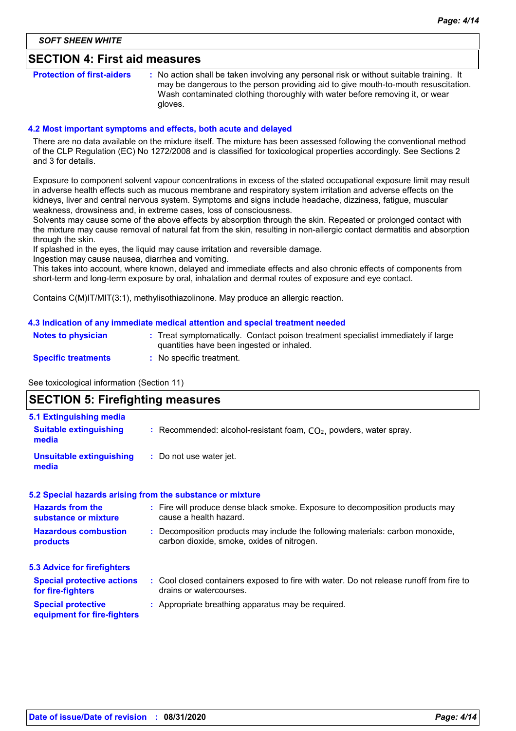## SECTION 4: First aid measures

| | |
|---|---|
| **Protection of first-aiders** | : No action shall be taken involving any personal risk or without suitable training. It may be dangerous to the person providing aid to give mouth-to-mouth resuscitation. Wash contaminated clothing thoroughly with water before removing it, or wear gloves. |

### 4.2 Most important symptoms and effects, both acute and delayed

There are no data available on the mixture itself. The mixture has been assessed following the conventional method of the CLP Regulation (EC) No 1272/2008 and is classified for toxicological properties accordingly. See Sections 2 and 3 for details.

Exposure to component solvent vapour concentrations in excess of the stated occupational exposure limit may result in adverse health effects such as mucous membrane and respiratory system irritation and adverse effects on the kidneys, liver and central nervous system. Symptoms and signs include headache, dizziness, fatigue, muscular weakness, drowsiness and, in extreme cases, loss of consciousness.
Solvents may cause some of the above effects by absorption through the skin. Repeated or prolonged contact with the mixture may cause removal of natural fat from the skin, resulting in non-allergic contact dermatitis and absorption through the skin.
If splashed in the eyes, the liquid may cause irritation and reversible damage.
Ingestion may cause nausea, diarrhea and vomiting.
This takes into account, where known, delayed and immediate effects and also chronic effects of components from short-term and long-term exposure by oral, inhalation and dermal routes of exposure and eye contact.

Contains C(M)IT/MIT(3:1), methylisothiazolinone. May produce an allergic reaction.

### 4.3 Indication of any immediate medical attention and special treatment needed

| | |
|---|---|
| **Notes to physician** | : Treat symptomatically. Contact poison treatment specialist immediately if large quantities have been ingested or inhaled. |
| **Specific treatments** | : No specific treatment. |

See toxicological information (Section 11)

## SECTION 5: Firefighting measures

### 5.1 Extinguishing media

| | |
|---|---|
| **Suitable extinguishing media** | : Recommended: alcohol-resistant foam, $CO_2$, powders, water spray. |
| **Unsuitable extinguishing media** | : Do not use water jet. |

### 5.2 Special hazards arising from the substance or mixture

| | |
|---|---|
| **Hazards from the substance or mixture** | : Fire will produce dense black smoke. Exposure to decomposition products may cause a health hazard. |
| **Hazardous combustion products** | : Decomposition products may include the following materials: carbon monoxide, carbon dioxide, smoke, oxides of nitrogen. |

### 5.3 Advice for firefighters

| | |
|---|---|
| **Special protective actions for fire-fighters** | : Cool closed containers exposed to fire with water. Do not release runoff from fire to drains or watercourses. |
| **Special protective equipment for fire-fighters** | : Appropriate breathing apparatus may be required. |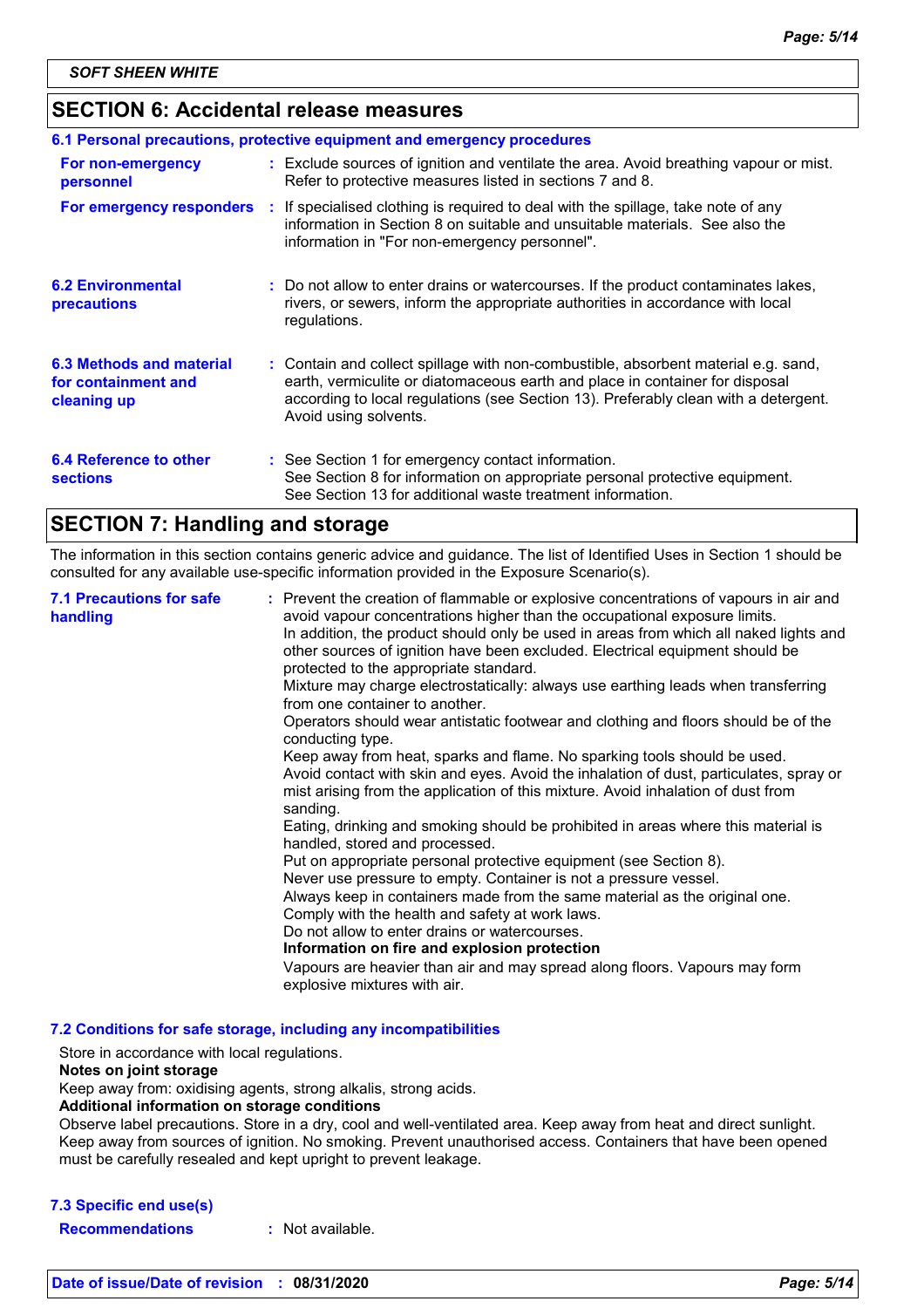## SECTION 6: Accidental release measures

### 6.1 Personal precautions, protective equipment and emergency procedures

**For non-emergency personnel** : Exclude sources of ignition and ventilate the area. Avoid breathing vapour or mist. Refer to protective measures listed in sections 7 and 8.

**For emergency responders** : If specialised clothing is required to deal with the spillage, take note of any information in Section 8 on suitable and unsuitable materials. See also the information in "For non-emergency personnel".

**6.2 Environmental precautions** : Do not allow to enter drains or watercourses. If the product contaminates lakes, rivers, or sewers, inform the appropriate authorities in accordance with local regulations.

**6.3 Methods and material for containment and cleaning up** : Contain and collect spillage with non-combustible, absorbent material e.g. sand, earth, vermiculite or diatomaceous earth and place in container for disposal according to local regulations (see Section 13). Preferably clean with a detergent. Avoid using solvents.

**6.4 Reference to other sections** : See Section 1 for emergency contact information.
See Section 8 for information on appropriate personal protective equipment.
See Section 13 for additional waste treatment information.

## SECTION 7: Handling and storage

The information in this section contains generic advice and guidance. The list of Identified Uses in Section 1 should be consulted for any available use-specific information provided in the Exposure Scenario(s).

**7.1 Precautions for safe handling** : Prevent the creation of flammable or explosive concentrations of vapours in air and avoid vapour concentrations higher than the occupational exposure limits.
In addition, the product should only be used in areas from which all naked lights and other sources of ignition have been excluded. Electrical equipment should be protected to the appropriate standard.
Mixture may charge electrostatically: always use earthing leads when transferring from one container to another.
Operators should wear antistatic footwear and clothing and floors should be of the conducting type.
Keep away from heat, sparks and flame. No sparking tools should be used.
Avoid contact with skin and eyes. Avoid the inhalation of dust, particulates, spray or mist arising from the application of this mixture. Avoid inhalation of dust from sanding.
Eating, drinking and smoking should be prohibited in areas where this material is handled, stored and processed.
Put on appropriate personal protective equipment (see Section 8).
Never use pressure to empty. Container is not a pressure vessel.
Always keep in containers made from the same material as the original one.
Comply with the health and safety at work laws.
Do not allow to enter drains or watercourses.
**Information on fire and explosion protection**
Vapours are heavier than air and may spread along floors. Vapours may form explosive mixtures with air.

### 7.2 Conditions for safe storage, including any incompatibilities

Store in accordance with local regulations.
**Notes on joint storage**
Keep away from: oxidising agents, strong alkalis, strong acids.
**Additional information on storage conditions**
Observe label precautions. Store in a dry, cool and well-ventilated area. Keep away from heat and direct sunlight. Keep away from sources of ignition. No smoking. Prevent unauthorised access. Containers that have been opened must be carefully resealed and kept upright to prevent leakage.

### 7.3 Specific end use(s)

**Recommendations** : Not available.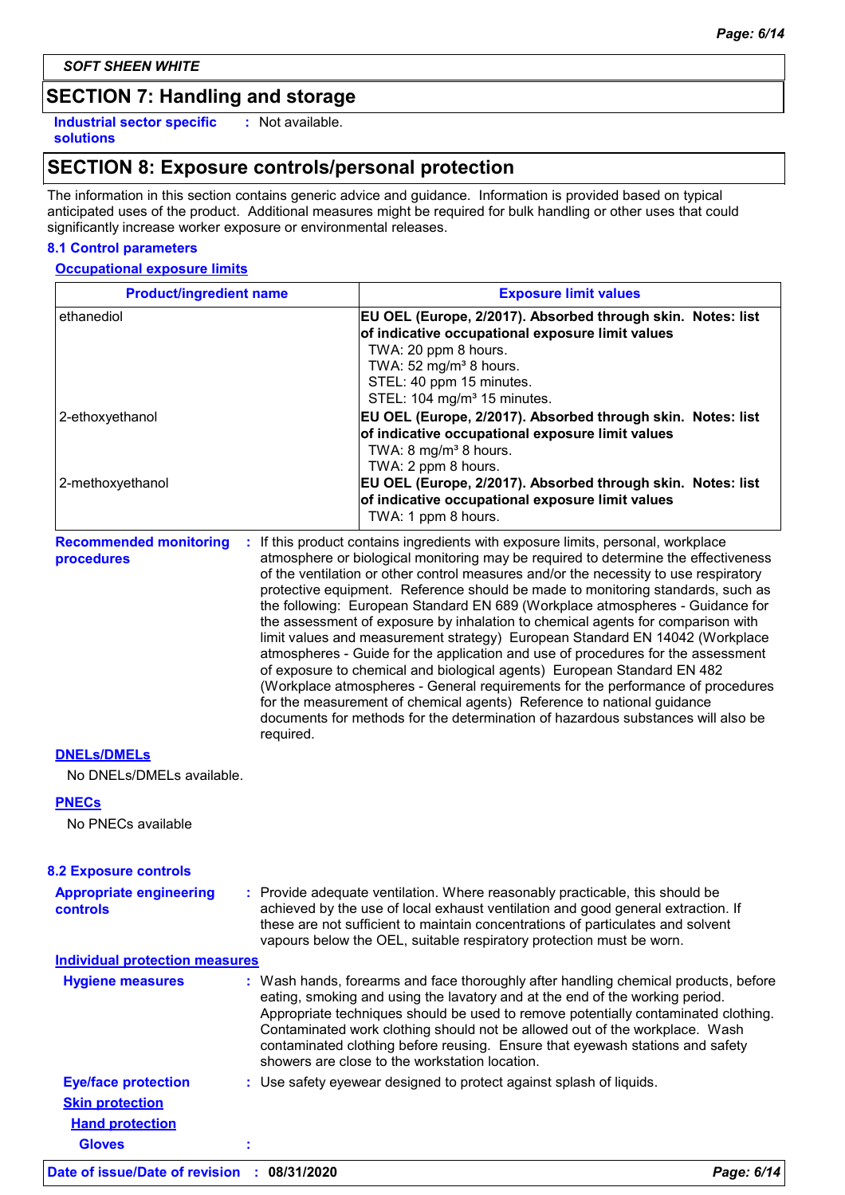SOFT SHEEN WHITE

## SECTION 7: Handling and storage

**Industrial sector specific solutions** : Not available.

## SECTION 8: Exposure controls/personal protection

The information in this section contains generic advice and guidance. Information is provided based on typical anticipated uses of the product. Additional measures might be required for bulk handling or other uses that could significantly increase worker exposure or environmental releases.

### 8.1 Control parameters

**Occupational exposure limits**

| Product/ingredient name | Exposure limit values |
|---|---|
| ethanediol | **EU OEL (Europe, 2/2017). Absorbed through skin. Notes: list of indicative occupational exposure limit values**<br>TWA: 20 ppm 8 hours.<br>TWA: 52 mg/m³ 8 hours.<br>STEL: 40 ppm 15 minutes.<br>STEL: 104 mg/m³ 15 minutes. |
| 2-ethoxyethanol | **EU OEL (Europe, 2/2017). Absorbed through skin. Notes: list of indicative occupational exposure limit values**<br>TWA: 8 mg/m³ 8 hours.<br>TWA: 2 ppm 8 hours. |
| 2-methoxyethanol | **EU OEL (Europe, 2/2017). Absorbed through skin. Notes: list of indicative occupational exposure limit values**<br>TWA: 1 ppm 8 hours. |

**Recommended monitoring procedures** : If this product contains ingredients with exposure limits, personal, workplace atmosphere or biological monitoring may be required to determine the effectiveness of the ventilation or other control measures and/or the necessity to use respiratory protective equipment. Reference should be made to monitoring standards, such as the following: European Standard EN 689 (Workplace atmospheres - Guidance for the assessment of exposure by inhalation to chemical agents for comparison with limit values and measurement strategy) European Standard EN 14042 (Workplace atmospheres - Guide for the application and use of procedures for the assessment of exposure to chemical and biological agents) European Standard EN 482 (Workplace atmospheres - General requirements for the performance of procedures for the measurement of chemical agents) Reference to national guidance documents for methods for the determination of hazardous substances will also be required.

**DNELs/DMELs**

No DNELs/DMELs available.

**PNECs**

No PNECs available

### 8.2 Exposure controls

**Appropriate engineering controls** : Provide adequate ventilation. Where reasonably practicable, this should be achieved by the use of local exhaust ventilation and good general extraction. If these are not sufficient to maintain concentrations of particulates and solvent vapours below the OEL, suitable respiratory protection must be worn.

**Individual protection measures**

**Hygiene measures** : Wash hands, forearms and face thoroughly after handling chemical products, before eating, smoking and using the lavatory and at the end of the working period. Appropriate techniques should be used to remove potentially contaminated clothing. Contaminated work clothing should not be allowed out of the workplace. Wash contaminated clothing before reusing. Ensure that eyewash stations and safety showers are close to the workstation location.

**Eye/face protection** : Use safety eyewear designed to protect against splash of liquids.

**Skin protection**

**Hand protection**

**Gloves** :

**Date of issue/Date of revision** : **08/31/2020**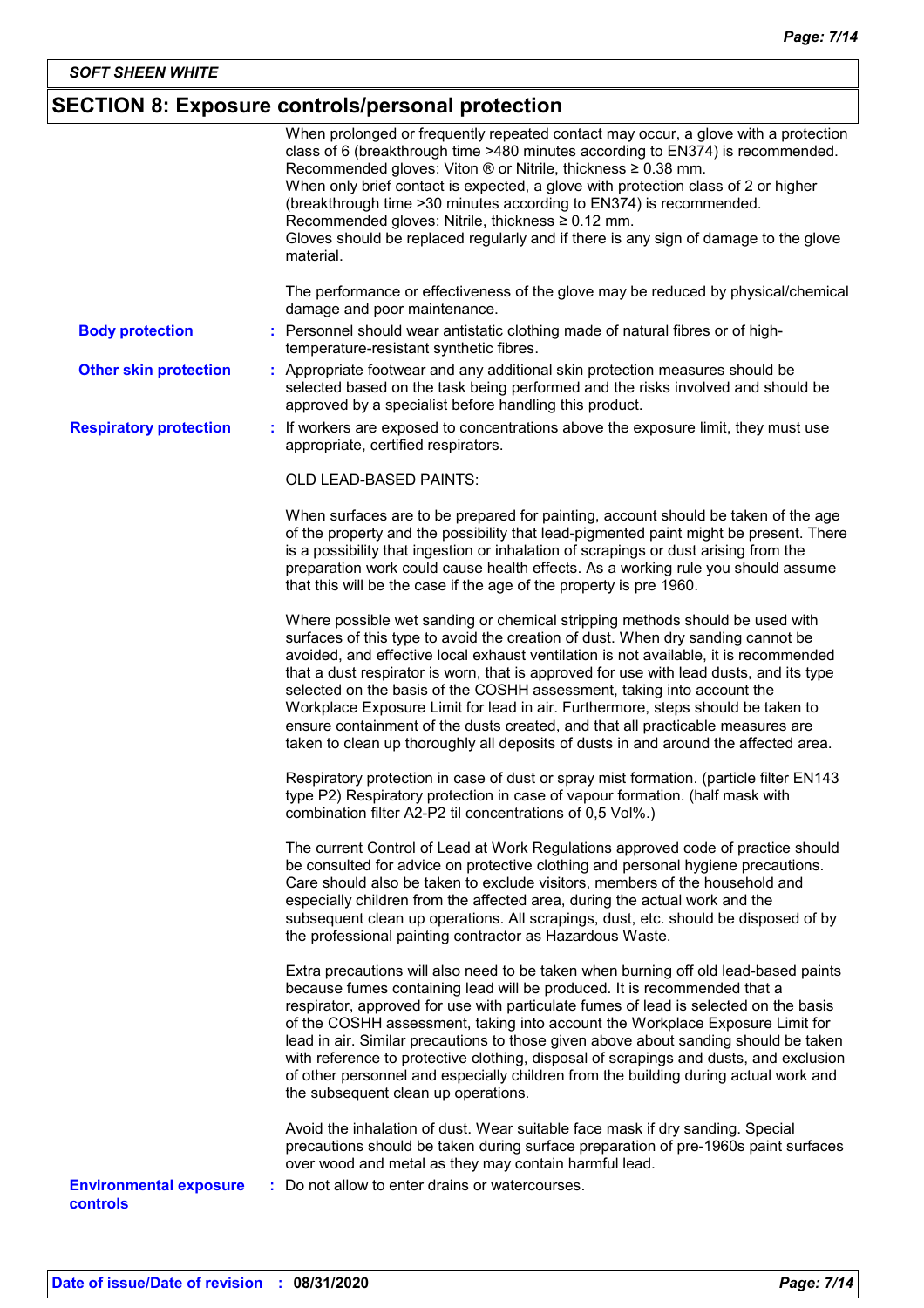## SECTION 8: Exposure controls/personal protection

When prolonged or frequently repeated contact may occur, a glove with a protection class of 6 (breakthrough time >480 minutes according to EN374) is recommended. Recommended gloves: Viton ® or Nitrile, thickness ≥ 0.38 mm.
When only brief contact is expected, a glove with protection class of 2 or higher (breakthrough time >30 minutes according to EN374) is recommended.
Recommended gloves: Nitrile, thickness ≥ 0.12 mm.
Gloves should be replaced regularly and if there is any sign of damage to the glove material.

The performance or effectiveness of the glove may be reduced by physical/chemical damage and poor maintenance.

**Body protection** : Personnel should wear antistatic clothing made of natural fibres or of high-temperature-resistant synthetic fibres.

**Other skin protection** : Appropriate footwear and any additional skin protection measures should be selected based on the task being performed and the risks involved and should be approved by a specialist before handling this product.

**Respiratory protection** : If workers are exposed to concentrations above the exposure limit, they must use appropriate, certified respirators.

OLD LEAD-BASED PAINTS:

When surfaces are to be prepared for painting, account should be taken of the age of the property and the possibility that lead-pigmented paint might be present. There is a possibility that ingestion or inhalation of scrapings or dust arising from the preparation work could cause health effects. As a working rule you should assume that this will be the case if the age of the property is pre 1960.

Where possible wet sanding or chemical stripping methods should be used with surfaces of this type to avoid the creation of dust. When dry sanding cannot be avoided, and effective local exhaust ventilation is not available, it is recommended that a dust respirator is worn, that is approved for use with lead dusts, and its type selected on the basis of the COSHH assessment, taking into account the Workplace Exposure Limit for lead in air. Furthermore, steps should be taken to ensure containment of the dusts created, and that all practicable measures are taken to clean up thoroughly all deposits of dusts in and around the affected area.

Respiratory protection in case of dust or spray mist formation. (particle filter EN143 type P2) Respiratory protection in case of vapour formation. (half mask with combination filter A2-P2 til concentrations of 0,5 Vol%.)

The current Control of Lead at Work Regulations approved code of practice should be consulted for advice on protective clothing and personal hygiene precautions. Care should also be taken to exclude visitors, members of the household and especially children from the affected area, during the actual work and the subsequent clean up operations. All scrapings, dust, etc. should be disposed of by the professional painting contractor as Hazardous Waste.

Extra precautions will also need to be taken when burning off old lead-based paints because fumes containing lead will be produced. It is recommended that a respirator, approved for use with particulate fumes of lead is selected on the basis of the COSHH assessment, taking into account the Workplace Exposure Limit for lead in air. Similar precautions to those given above about sanding should be taken with reference to protective clothing, disposal of scrapings and dusts, and exclusion of other personnel and especially children from the building during actual work and the subsequent clean up operations.

Avoid the inhalation of dust. Wear suitable face mask if dry sanding. Special precautions should be taken during surface preparation of pre-1960s paint surfaces over wood and metal as they may contain harmful lead.

**Environmental exposure controls** : Do not allow to enter drains or watercourses.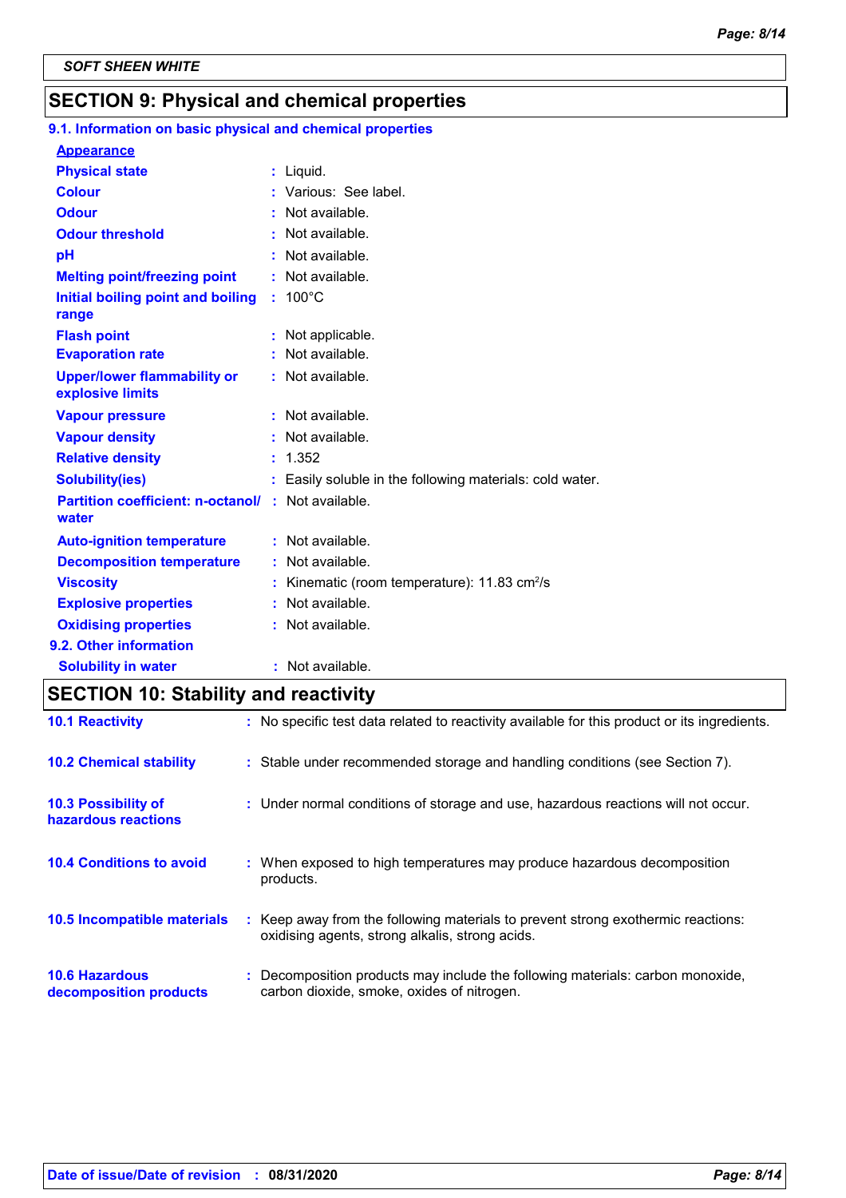SOFT SHEEN WHITE

## SECTION 9: Physical and chemical properties

### 9.1. Information on basic physical and chemical properties

**Appearance**

| | |
|---|---|
| **Physical state** | Liquid. |
| **Colour** | Various: See label. |
| **Odour** | Not available. |
| **Odour threshold** | Not available. |
| **pH** | Not available. |
| **Melting point/freezing point** | Not available. |
| **Initial boiling point and boiling range** | 100°C |
| **Flash point** | Not applicable. |
| **Evaporation rate** | Not available. |
| **Upper/lower flammability or explosive limits** | Not available. |
| **Vapour pressure** | Not available. |
| **Vapour density** | Not available. |
| **Relative density** | 1.352 |
| **Solubility(ies)** | Easily soluble in the following materials: cold water. |
| **Partition coefficient: n-octanol/water** | Not available. |
| **Auto-ignition temperature** | Not available. |
| **Decomposition temperature** | Not available. |
| **Viscosity** | Kinematic (room temperature): 11.83 $cm^2$/s |
| **Explosive properties** | Not available. |
| **Oxidising properties** | Not available. |

### 9.2. Other information

| | |
|---|---|
| **Solubility in water** | Not available. |

## SECTION 10: Stability and reactivity

| | |
|---|---|
| **10.1 Reactivity** | No specific test data related to reactivity available for this product or its ingredients. |
| **10.2 Chemical stability** | Stable under recommended storage and handling conditions (see Section 7). |
| **10.3 Possibility of hazardous reactions** | Under normal conditions of storage and use, hazardous reactions will not occur. |
| **10.4 Conditions to avoid** | When exposed to high temperatures may produce hazardous decomposition products. |
| **10.5 Incompatible materials** | Keep away from the following materials to prevent strong exothermic reactions: oxidising agents, strong alkalis, strong acids. |
| **10.6 Hazardous decomposition products** | Decomposition products may include the following materials: carbon monoxide, carbon dioxide, smoke, oxides of nitrogen. |

**Date of issue/Date of revision** : 08/31/2020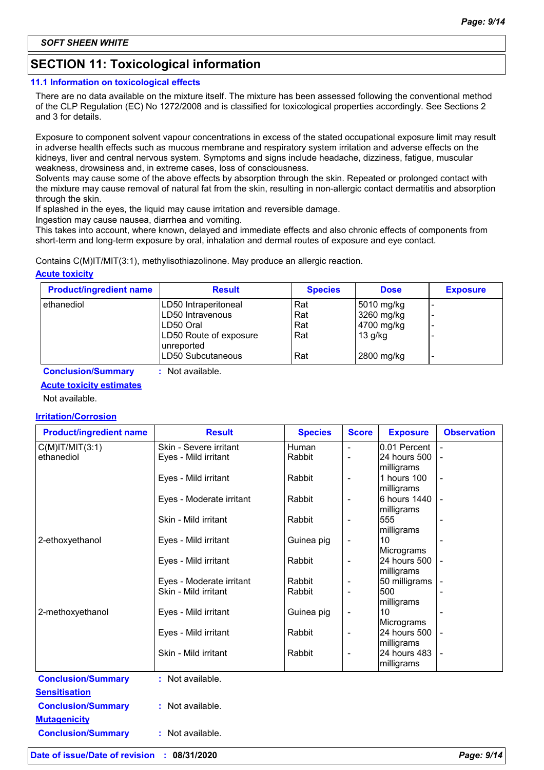**SOFT SHEEN WHITE**

## SECTION 11: Toxicological information

### 11.1 Information on toxicological effects

There are no data available on the mixture itself. The mixture has been assessed following the conventional method of the CLP Regulation (EC) No 1272/2008 and is classified for toxicological properties accordingly. See Sections 2 and 3 for details.

Exposure to component solvent vapour concentrations in excess of the stated occupational exposure limit may result in adverse health effects such as mucous membrane and respiratory system irritation and adverse effects on the kidneys, liver and central nervous system. Symptoms and signs include headache, dizziness, fatigue, muscular weakness, drowsiness and, in extreme cases, loss of consciousness.
Solvents may cause some of the above effects by absorption through the skin. Repeated or prolonged contact with the mixture may cause removal of natural fat from the skin, resulting in non-allergic contact dermatitis and absorption through the skin.
If splashed in the eyes, the liquid may cause irritation and reversible damage.
Ingestion may cause nausea, diarrhea and vomiting.
This takes into account, where known, delayed and immediate effects and also chronic effects of components from short-term and long-term exposure by oral, inhalation and dermal routes of exposure and eye contact.

Contains C(M)IT/MIT(3:1), methylisothiazolinone. May produce an allergic reaction.

**Acute toxicity**

| Product/ingredient name | Result | Species | Dose | Exposure |
|---|---|---|---|---|
| ethanediol | LD50 Intraperitoneal | Rat | 5010 mg/kg | - |
| | LD50 Intravenous | Rat | 3260 mg/kg | - |
| | LD50 Oral | Rat | 4700 mg/kg | - |
| | LD50 Route of exposure unreported | Rat | 13 g/kg | - |
| | LD50 Subcutaneous | Rat | 2800 mg/kg | - |

**Conclusion/Summary** : Not available.

**Acute toxicity estimates**

Not available.

**Irritation/Corrosion**

| Product/ingredient name | Result | Species | Score | Exposure | Observation |
|---|---|---|---|---|---|
| C(M)IT/MIT(3:1) | Skin - Severe irritant | Human | - | 0.01 Percent | - |
| ethanediol | Eyes - Mild irritant | Rabbit | - | 24 hours 500 milligrams | - |
| | Eyes - Mild irritant | Rabbit | - | 1 hours 100 milligrams | - |
| | Eyes - Moderate irritant | Rabbit | - | 6 hours 1440 milligrams | - |
| | Skin - Mild irritant | Rabbit | - | 555 milligrams | - |
| 2-ethoxyethanol | Eyes - Mild irritant | Guinea pig | - | 10 Micrograms | - |
| | Eyes - Mild irritant | Rabbit | - | 24 hours 500 milligrams | - |
| | Eyes - Moderate irritant | Rabbit | - | 50 milligrams | - |
| | Skin - Mild irritant | Rabbit | - | 500 milligrams | - |
| 2-methoxyethanol | Eyes - Mild irritant | Guinea pig | - | 10 Micrograms | - |
| | Eyes - Mild irritant | Rabbit | - | 24 hours 500 milligrams | - |
| | Skin - Mild irritant | Rabbit | - | 24 hours 483 milligrams | - |

**Conclusion/Summary** : Not available.

**Sensitisation**

**Conclusion/Summary** : Not available.

**Mutagenicity**

**Conclusion/Summary** : Not available.

**Date of issue/Date of revision** : **08/31/2020**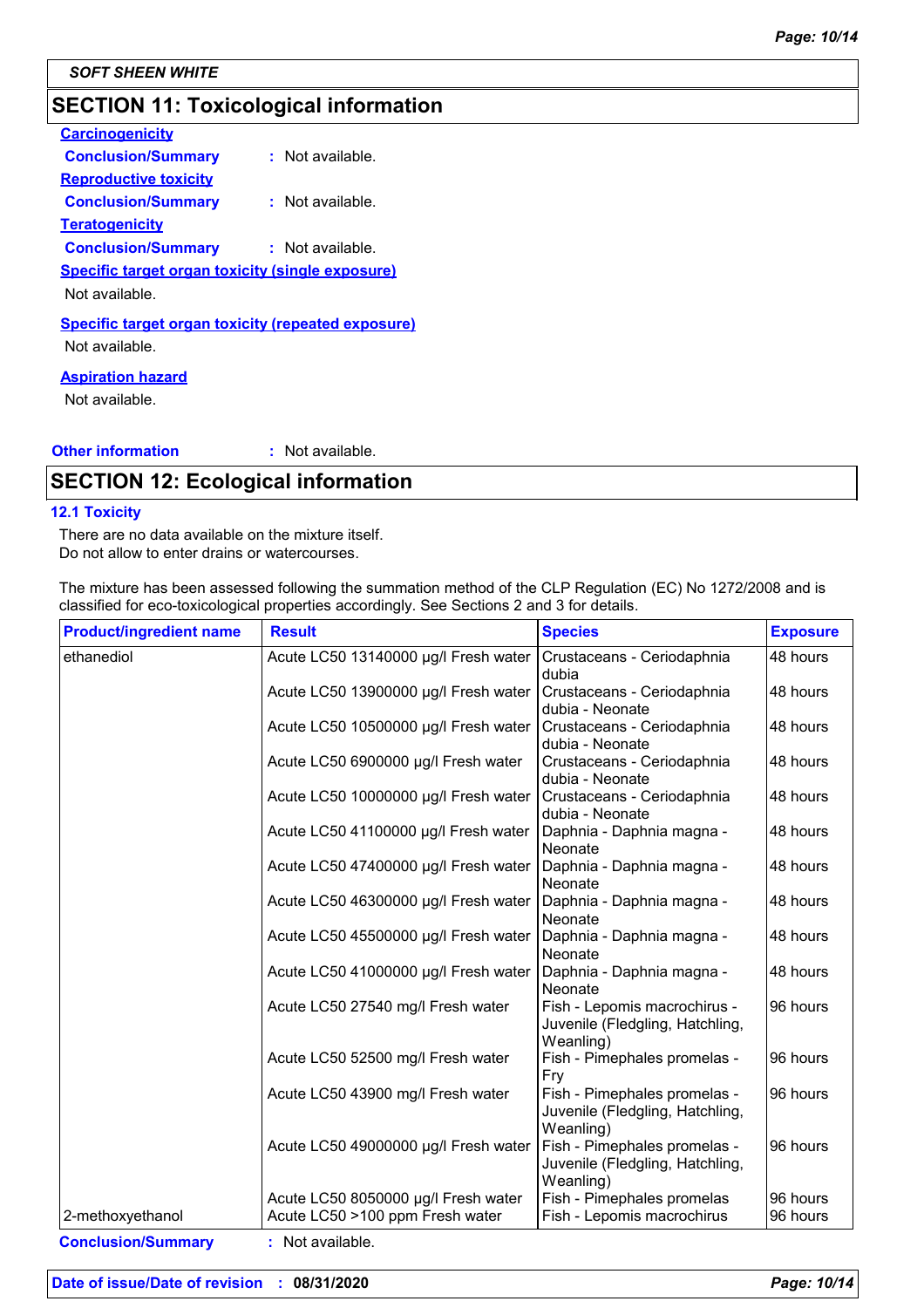SOFT SHEEN WHITE

## SECTION 11: Toxicological information

**Carcinogenicity**

**Conclusion/Summary** : Not available.

**Reproductive toxicity**

**Conclusion/Summary** : Not available.

**Teratogenicity**

**Conclusion/Summary** : Not available.

**Specific target organ toxicity (single exposure)**

Not available.

**Specific target organ toxicity (repeated exposure)**

Not available.

**Aspiration hazard**

Not available.

**Other information** : Not available.

## SECTION 12: Ecological information

### 12.1 Toxicity

There are no data available on the mixture itself.
Do not allow to enter drains or watercourses.

The mixture has been assessed following the summation method of the CLP Regulation (EC) No 1272/2008 and is classified for eco-toxicological properties accordingly. See Sections 2 and 3 for details.

| Product/ingredient name | Result | Species | Exposure |
|---|---|---|---|
| ethanediol | Acute LC50 13140000 µg/l Fresh water | Crustaceans - Ceriodaphnia dubia | 48 hours |
| | Acute LC50 13900000 µg/l Fresh water | Crustaceans - Ceriodaphnia dubia - Neonate | 48 hours |
| | Acute LC50 10500000 µg/l Fresh water | Crustaceans - Ceriodaphnia dubia - Neonate | 48 hours |
| | Acute LC50 6900000 µg/l Fresh water | Crustaceans - Ceriodaphnia dubia - Neonate | 48 hours |
| | Acute LC50 10000000 µg/l Fresh water | Crustaceans - Ceriodaphnia dubia - Neonate | 48 hours |
| | Acute LC50 41100000 µg/l Fresh water | Daphnia - Daphnia magna - Neonate | 48 hours |
| | Acute LC50 47400000 µg/l Fresh water | Daphnia - Daphnia magna - Neonate | 48 hours |
| | Acute LC50 46300000 µg/l Fresh water | Daphnia - Daphnia magna - Neonate | 48 hours |
| | Acute LC50 45500000 µg/l Fresh water | Daphnia - Daphnia magna - Neonate | 48 hours |
| | Acute LC50 41000000 µg/l Fresh water | Daphnia - Daphnia magna - Neonate | 48 hours |
| | Acute LC50 27540 mg/l Fresh water | Fish - Lepomis macrochirus - Juvenile (Fledgling, Hatchling, Weanling) | 96 hours |
| | Acute LC50 52500 mg/l Fresh water | Fish - Pimephales promelas - Fry | 96 hours |
| | Acute LC50 43900 mg/l Fresh water | Fish - Pimephales promelas - Juvenile (Fledgling, Hatchling, Weanling) | 96 hours |
| | Acute LC50 49000000 µg/l Fresh water | Fish - Pimephales promelas - Juvenile (Fledgling, Hatchling, Weanling) | 96 hours |
| | Acute LC50 8050000 µg/l Fresh water | Fish - Pimephales promelas | 96 hours |
| 2-methoxyethanol | Acute LC50 >100 ppm Fresh water | Fish - Lepomis macrochirus | 96 hours |

**Conclusion/Summary** : Not available.

**Date of issue/Date of revision** : 08/31/2020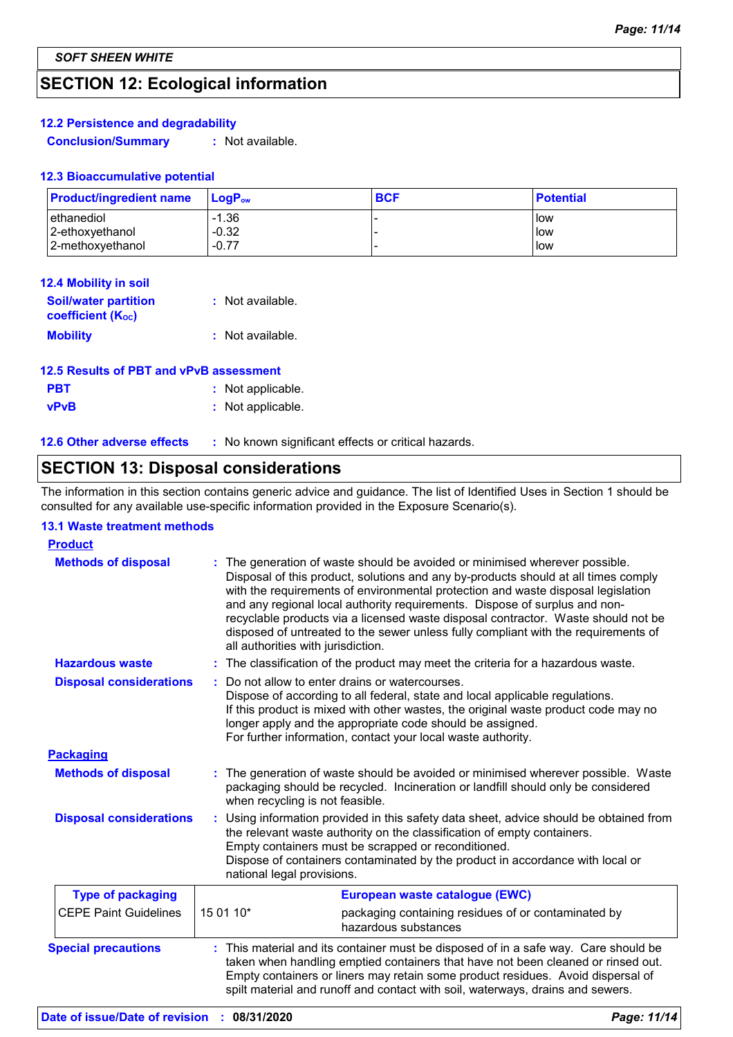## SECTION 12: Ecological information

### 12.2 Persistence and degradability

**Conclusion/Summary** : Not available.

### 12.3 Bioaccumulative potential

| Product/ingredient name | $LogP_{ow}$ | BCF | Potential |
|---|---|---|---|
| ethanediol | -1.36 | - | low |
| 2-ethoxyethanol | -0.32 | - | low |
| 2-methoxyethanol | -0.77 | - | low |

### 12.4 Mobility in soil

**Soil/water partition coefficient ($K_{OC}$)** : Not available.

**Mobility** : Not available.

### 12.5 Results of PBT and vPvB assessment

**PBT** : Not applicable.

**vPvB** : Not applicable.

### 12.6 Other adverse effects : No known significant effects or critical hazards.

## SECTION 13: Disposal considerations

The information in this section contains generic advice and guidance. The list of Identified Uses in Section 1 should be consulted for any available use-specific information provided in the Exposure Scenario(s).

### 13.1 Waste treatment methods

**Product**

**Methods of disposal** : The generation of waste should be avoided or minimised wherever possible. Disposal of this product, solutions and any by-products should at all times comply with the requirements of environmental protection and waste disposal legislation and any regional local authority requirements. Dispose of surplus and non-recyclable products via a licensed waste disposal contractor. Waste should not be disposed of untreated to the sewer unless fully compliant with the requirements of all authorities with jurisdiction.

**Hazardous waste** : The classification of the product may meet the criteria for a hazardous waste.

**Disposal considerations** : Do not allow to enter drains or watercourses.
Dispose of according to all federal, state and local applicable regulations.
If this product is mixed with other wastes, the original waste product code may no longer apply and the appropriate code should be assigned.
For further information, contact your local waste authority.

**Packaging**

**Methods of disposal** : The generation of waste should be avoided or minimised wherever possible. Waste packaging should be recycled. Incineration or landfill should only be considered when recycling is not feasible.

**Disposal considerations** : Using information provided in this safety data sheet, advice should be obtained from the relevant waste authority on the classification of empty containers.
Empty containers must be scrapped or reconditioned.
Dispose of containers contaminated by the product in accordance with local or national legal provisions.

| Type of packaging | European waste catalogue (EWC) | |
|---|---|---|
| CEPE Paint Guidelines | 15 01 10* | packaging containing residues of or contaminated by hazardous substances |

**Special precautions** : This material and its container must be disposed of in a safe way. Care should be taken when handling emptied containers that have not been cleaned or rinsed out. Empty containers or liners may retain some product residues. Avoid dispersal of spilt material and runoff and contact with soil, waterways, drains and sewers.

**Date of issue/Date of revision** : 08/31/2020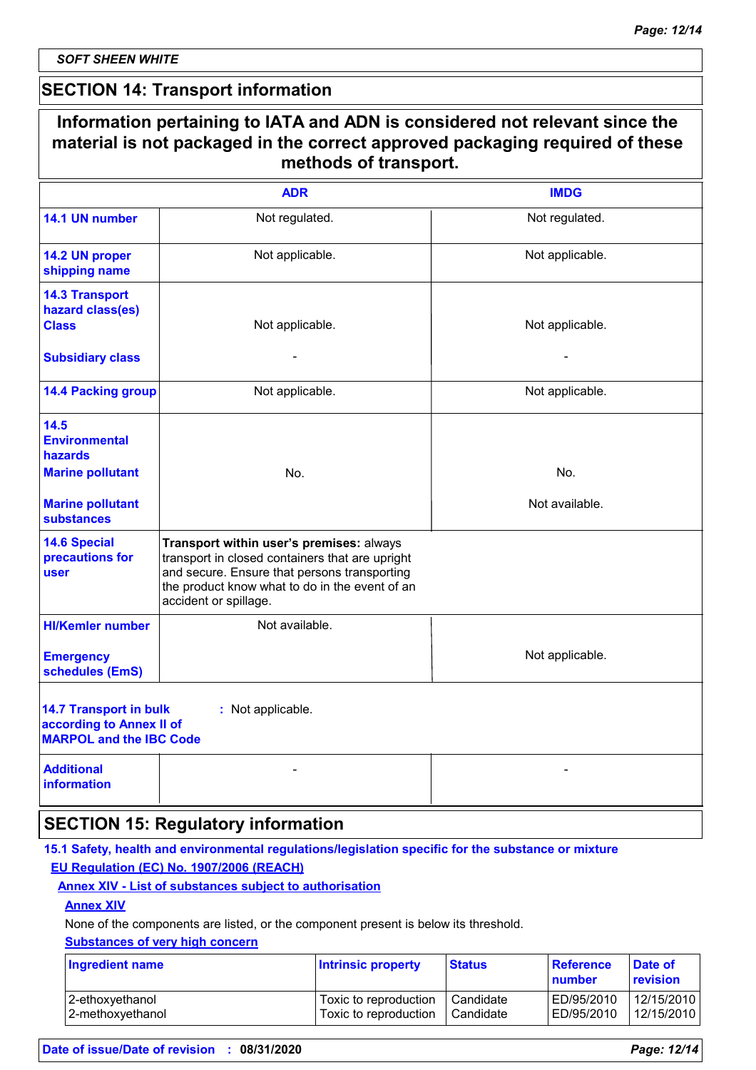SOFT SHEEN WHITE

## SECTION 14: Transport information

**Information pertaining to IATA and ADN is considered not relevant since the material is not packaged in the correct approved packaging required of these methods of transport.**

| | ADR | IMDG |
|---|---|---|
| **14.1 UN number** | Not regulated. | Not regulated. |
| **14.2 UN proper shipping name** | Not applicable. | Not applicable. |
| **14.3 Transport hazard class(es)** **Class** | Not applicable. | Not applicable. |
| **Subsidiary class** | - | - |
| **14.4 Packing group** | Not applicable. | Not applicable. |
| **14.5 Environmental hazards** **Marine pollutant** | No. | No. |
| **Marine pollutant substances** | | Not available. |
| **14.6 Special precautions for user** | **Transport within user's premises:** always transport in closed containers that are upright and secure. Ensure that persons transporting the product know what to do in the event of an accident or spillage. | |
| **HI/Kemler number** | Not available. | |
| **Emergency schedules (EmS)** | | Not applicable. |
| **14.7 Transport in bulk according to Annex II of MARPOL and the IBC Code** | : Not applicable. | |
| **Additional information** | - | - |

## SECTION 15: Regulatory information

**15.1 Safety, health and environmental regulations/legislation specific for the substance or mixture**

**EU Regulation (EC) No. 1907/2006 (REACH)**

**Annex XIV - List of substances subject to authorisation**

**Annex XIV**

None of the components are listed, or the component present is below its threshold.

**Substances of very high concern**

| Ingredient name | Intrinsic property | Status | Reference number | Date of revision |
|---|---|---|---|---|
| 2-ethoxyethanol | Toxic to reproduction | Candidate | ED/95/2010 | 12/15/2010 |
| 2-methoxyethanol | Toxic to reproduction | Candidate | ED/95/2010 | 12/15/2010 |

**Date of issue/Date of revision** : **08/31/2020**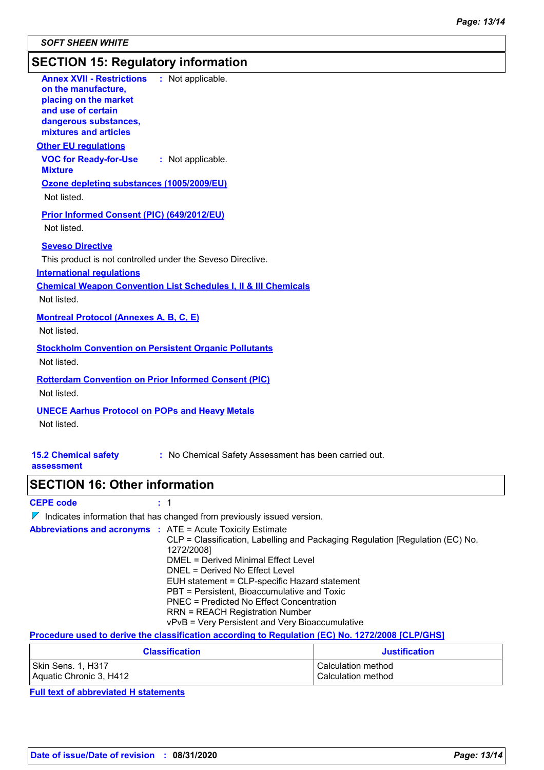SOFT SHEEN WHITE

## SECTION 15: Regulatory information

**Annex XVII - Restrictions on the manufacture, placing on the market and use of certain dangerous substances, mixtures and articles** : Not applicable.

**Other EU regulations**

**VOC for Ready-for-Use Mixture** : Not applicable.

**Ozone depleting substances (1005/2009/EU)**

Not listed.

**Prior Informed Consent (PIC) (649/2012/EU)**

Not listed.

**Seveso Directive**

This product is not controlled under the Seveso Directive.

**International regulations**

**Chemical Weapon Convention List Schedules I, II & III Chemicals**

Not listed.

**Montreal Protocol (Annexes A, B, C, E)**

Not listed.

**Stockholm Convention on Persistent Organic Pollutants**

Not listed.

**Rotterdam Convention on Prior Informed Consent (PIC)**

Not listed.

**UNECE Aarhus Protocol on POPs and Heavy Metals**

Not listed.

**15.2 Chemical safety assessment** : No Chemical Safety Assessment has been carried out.

## SECTION 16: Other information

**CEPE code** : 1

Indicates information that has changed from previously issued version.

**Abbreviations and acronyms** : ATE = Acute Toxicity Estimate
CLP = Classification, Labelling and Packaging Regulation [Regulation (EC) No. 1272/2008]
DMEL = Derived Minimal Effect Level
DNEL = Derived No Effect Level
EUH statement = CLP-specific Hazard statement
PBT = Persistent, Bioaccumulative and Toxic
PNEC = Predicted No Effect Concentration
RRN = REACH Registration Number
vPvB = Very Persistent and Very Bioaccumulative

**Procedure used to derive the classification according to Regulation (EC) No. 1272/2008 [CLP/GHS]**

| Classification | Justification |
|---|---|
| Skin Sens. 1, H317<br>Aquatic Chronic 3, H412 | Calculation method<br>Calculation method |

**Full text of abbreviated H statements**

**Date of issue/Date of revision** : **08/31/2020**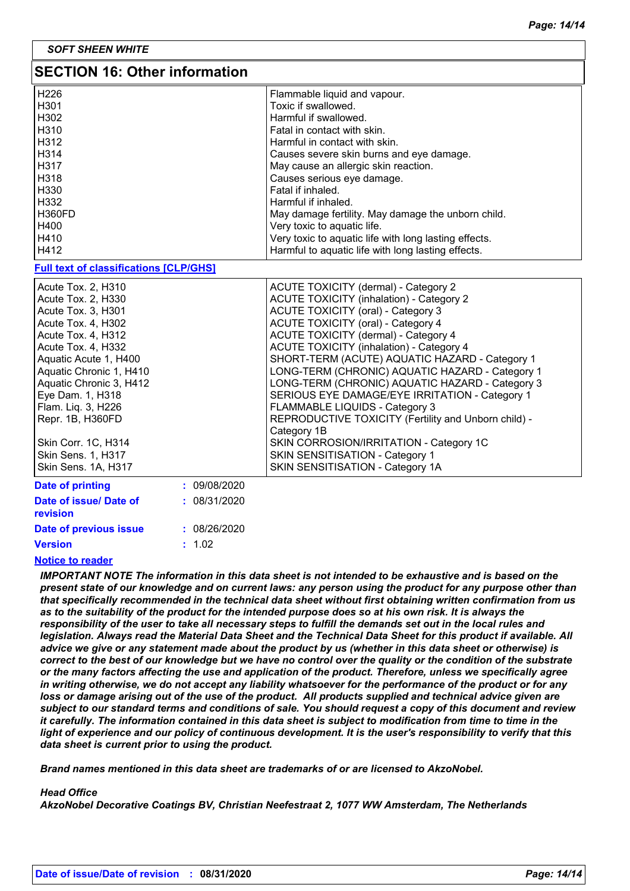SOFT SHEEN WHITE

## SECTION 16: Other information

| | |
|---|---|
| H226 | Flammable liquid and vapour. |
| H301 | Toxic if swallowed. |
| H302 | Harmful if swallowed. |
| H310 | Fatal in contact with skin. |
| H312 | Harmful in contact with skin. |
| H314 | Causes severe skin burns and eye damage. |
| H317 | May cause an allergic skin reaction. |
| H318 | Causes serious eye damage. |
| H330 | Fatal if inhaled. |
| H332 | Harmful if inhaled. |
| H360FD | May damage fertility. May damage the unborn child. |
| H400 | Very toxic to aquatic life. |
| H410 | Very toxic to aquatic life with long lasting effects. |
| H412 | Harmful to aquatic life with long lasting effects. |

**Full text of classifications [CLP/GHS]**

| | |
|---|---|
| Acute Tox. 2, H310 | ACUTE TOXICITY (dermal) - Category 2 |
| Acute Tox. 2, H330 | ACUTE TOXICITY (inhalation) - Category 2 |
| Acute Tox. 3, H301 | ACUTE TOXICITY (oral) - Category 3 |
| Acute Tox. 4, H302 | ACUTE TOXICITY (oral) - Category 4 |
| Acute Tox. 4, H312 | ACUTE TOXICITY (dermal) - Category 4 |
| Acute Tox. 4, H332 | ACUTE TOXICITY (inhalation) - Category 4 |
| Aquatic Acute 1, H400 | SHORT-TERM (ACUTE) AQUATIC HAZARD - Category 1 |
| Aquatic Chronic 1, H410 | LONG-TERM (CHRONIC) AQUATIC HAZARD - Category 1 |
| Aquatic Chronic 3, H412 | LONG-TERM (CHRONIC) AQUATIC HAZARD - Category 3 |
| Eye Dam. 1, H318 | SERIOUS EYE DAMAGE/EYE IRRITATION - Category 1 |
| Flam. Liq. 3, H226 | FLAMMABLE LIQUIDS - Category 3 |
| Repr. 1B, H360FD | REPRODUCTIVE TOXICITY (Fertility and Unborn child) - Category 1B |
| Skin Corr. 1C, H314 | SKIN CORROSION/IRRITATION - Category 1C |
| Skin Sens. 1, H317 | SKIN SENSITISATION - Category 1 |
| Skin Sens. 1A, H317 | SKIN SENSITISATION - Category 1A |

**Date of printing** : 09/08/2020

**Date of issue/ Date of revision** : 08/31/2020

**Date of previous issue** : 08/26/2020

**Version** : 1.02

**Notice to reader**

***IMPORTANT NOTE The information in this data sheet is not intended to be exhaustive and is based on the present state of our knowledge and on current laws: any person using the product for any purpose other than that specifically recommended in the technical data sheet without first obtaining written confirmation from us as to the suitability of the product for the intended purpose does so at his own risk. It is always the responsibility of the user to take all necessary steps to fulfill the demands set out in the local rules and legislation. Always read the Material Data Sheet and the Technical Data Sheet for this product if available. All advice we give or any statement made about the product by us (whether in this data sheet or otherwise) is correct to the best of our knowledge but we have no control over the quality or the condition of the substrate or the many factors affecting the use and application of the product. Therefore, unless we specifically agree in writing otherwise, we do not accept any liability whatsoever for the performance of the product or for any loss or damage arising out of the use of the product. All products supplied and technical advice given are subject to our standard terms and conditions of sale. You should request a copy of this document and review it carefully. The information contained in this data sheet is subject to modification from time to time in the light of experience and our policy of continuous development. It is the user's responsibility to verify that this data sheet is current prior to using the product.***

***Brand names mentioned in this data sheet are trademarks of or are licensed to AkzoNobel.***

***Head Office***
***AkzoNobel Decorative Coatings BV, Christian Neefestraat 2, 1077 WW Amsterdam, The Netherlands***